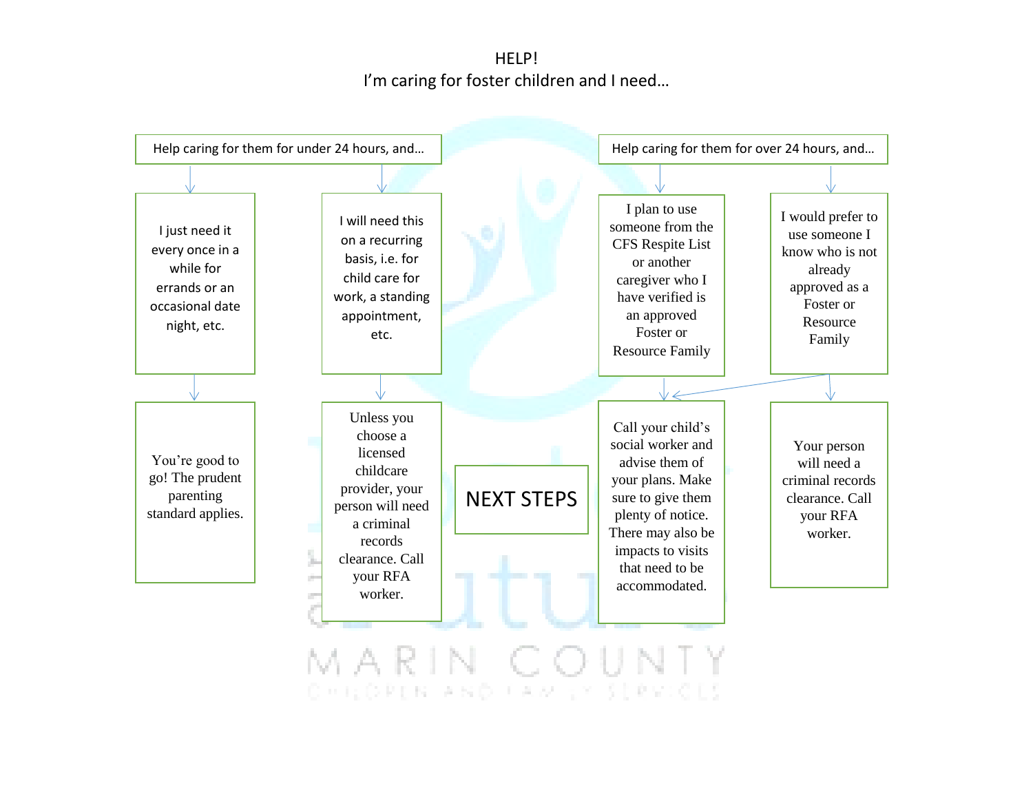# HELP!
## I'm caring for foster children and I need…

### Help caring for them for under 24 hours, and…

**I just need it every once in a while for errands or an occasional date night, etc.**

→ You're good to go! The prudent parenting standard applies.

**I will need this on a recurring basis, i.e. for child care for work, a standing appointment, etc.**

→ Unless you choose a licensed childcare provider, your person will need a criminal records clearance. Call your RFA worker.

### Help caring for them for over 24 hours, and…

**I plan to use someone from the CFS Respite List or another caregiver who I have verified is an approved Foster or Resource Family**

→ Call your child's social worker and advise them of your plans. Make sure to give them plenty of notice. There may also be impacts to visits that need to be accommodated.

**I would prefer to use someone I know who is not already approved as a Foster or Resource Family**

→ Your person will need a criminal records clearance. Call your RFA worker.

→ Call your child's social worker and advise them of your plans. Make sure to give them plenty of notice. There may also be impacts to visits that need to be accommodated.

## NEXT STEPS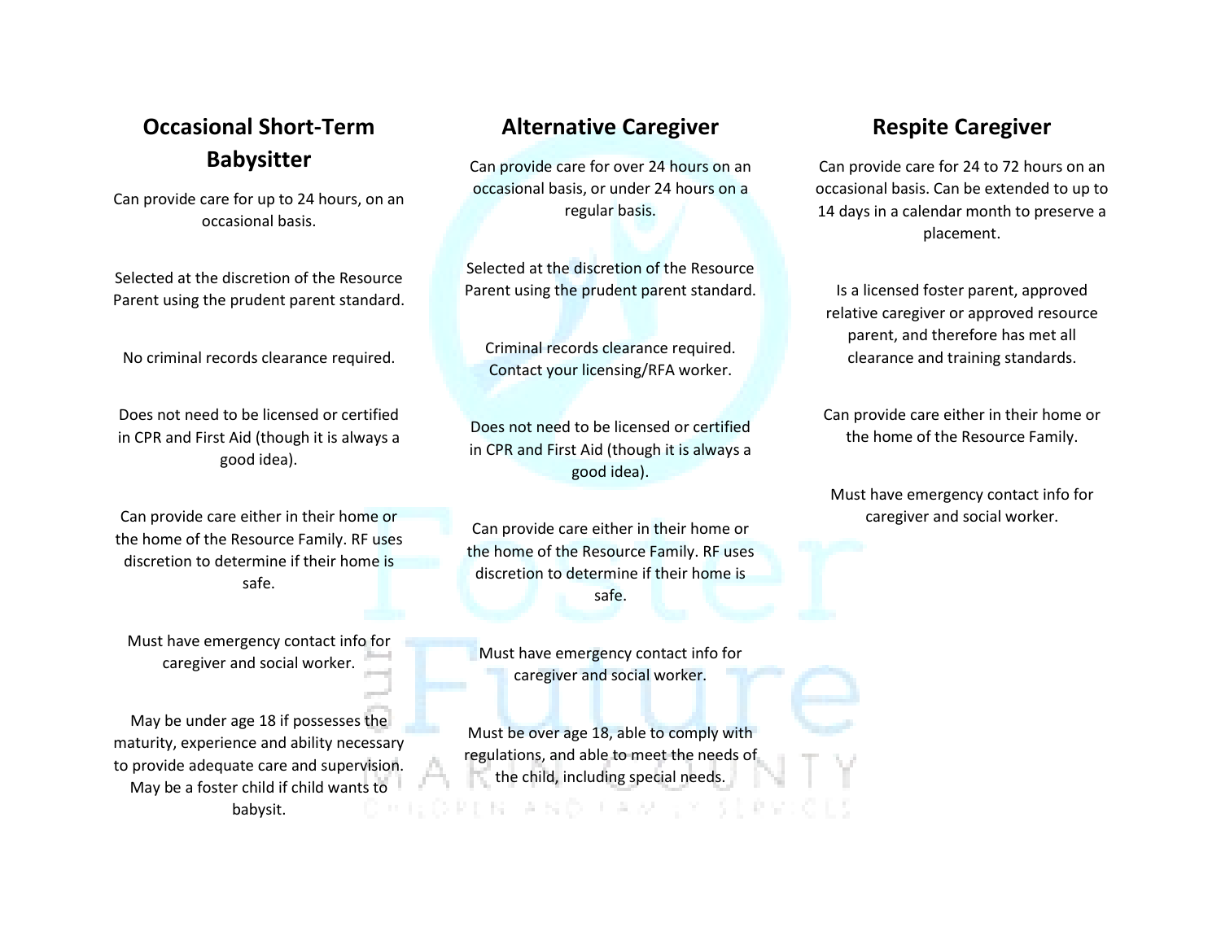## Occasional Short-Term Babysitter

Can provide care for up to 24 hours, on an occasional basis.

Selected at the discretion of the Resource Parent using the prudent parent standard.

No criminal records clearance required.

Does not need to be licensed or certified in CPR and First Aid (though it is always a good idea).

Can provide care either in their home or the home of the Resource Family. RF uses discretion to determine if their home is safe.

Must have emergency contact info for caregiver and social worker.

May be under age 18 if possesses the maturity, experience and ability necessary to provide adequate care and supervision. May be a foster child if child wants to babysit.

## Alternative Caregiver

Can provide care for over 24 hours on an occasional basis, or under 24 hours on a regular basis.

Selected at the discretion of the Resource Parent using the prudent parent standard.

Criminal records clearance required. Contact your licensing/RFA worker.

Does not need to be licensed or certified in CPR and First Aid (though it is always a good idea).

Can provide care either in their home or the home of the Resource Family. RF uses discretion to determine if their home is safe.

Must have emergency contact info for caregiver and social worker.

Must be over age 18, able to comply with regulations, and able to meet the needs of the child, including special needs.

## Respite Caregiver

Can provide care for 24 to 72 hours on an occasional basis. Can be extended to up to 14 days in a calendar month to preserve a placement.

Is a licensed foster parent, approved relative caregiver or approved resource parent, and therefore has met all clearance and training standards.

Can provide care either in their home or the home of the Resource Family.

Must have emergency contact info for caregiver and social worker.